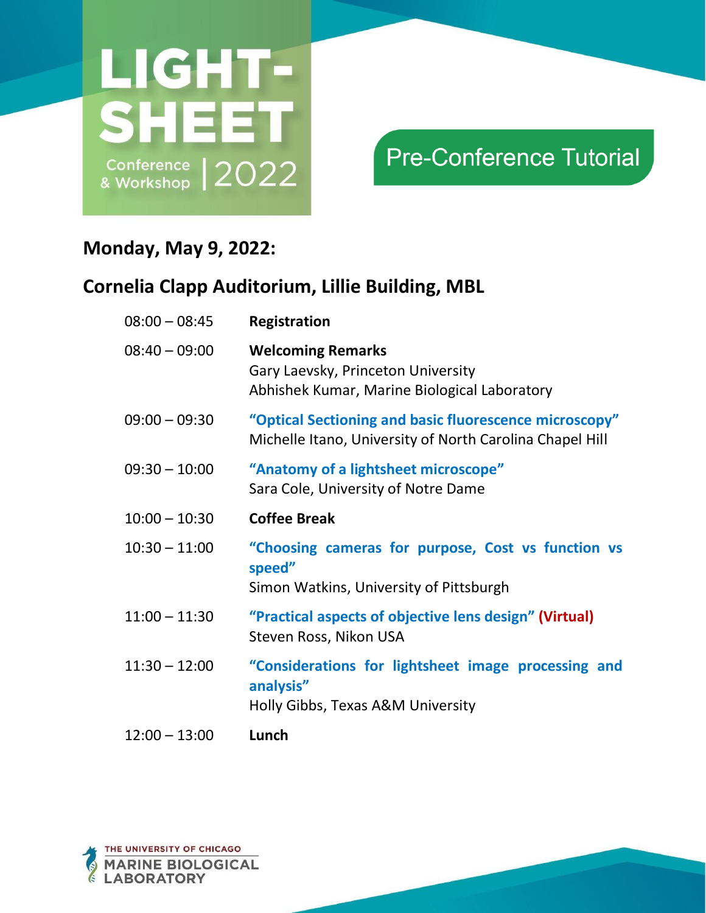# LIGHT-SHEET Conference & Workshop | 2022

## Pre-Conference Tutorial

### Monday, May 9, 2022:

### Cornelia Clapp Auditorium, Lillie Building, MBL

| | |
|---|---|
| 08:00 – 08:45 | **Registration** |
| 08:40 – 09:00 | **Welcoming Remarks**<br>Gary Laevsky, Princeton University<br>Abhishek Kumar, Marine Biological Laboratory |
| 09:00 – 09:30 | **"Optical Sectioning and basic fluorescence microscopy"**<br>Michelle Itano, University of North Carolina Chapel Hill |
| 09:30 – 10:00 | **"Anatomy of a lightsheet microscope"**<br>Sara Cole, University of Notre Dame |
| 10:00 – 10:30 | **Coffee Break** |
| 10:30 – 11:00 | **"Choosing cameras for purpose, Cost vs function vs speed"**<br>Simon Watkins, University of Pittsburgh |
| 11:00 – 11:30 | **"Practical aspects of objective lens design" (Virtual)**<br>Steven Ross, Nikon USA |
| 11:30 – 12:00 | **"Considerations for lightsheet image processing and analysis"**<br>Holly Gibbs, Texas A&M University |
| 12:00 – 13:00 | **Lunch** |

THE UNIVERSITY OF CHICAGO MARINE BIOLOGICAL LABORATORY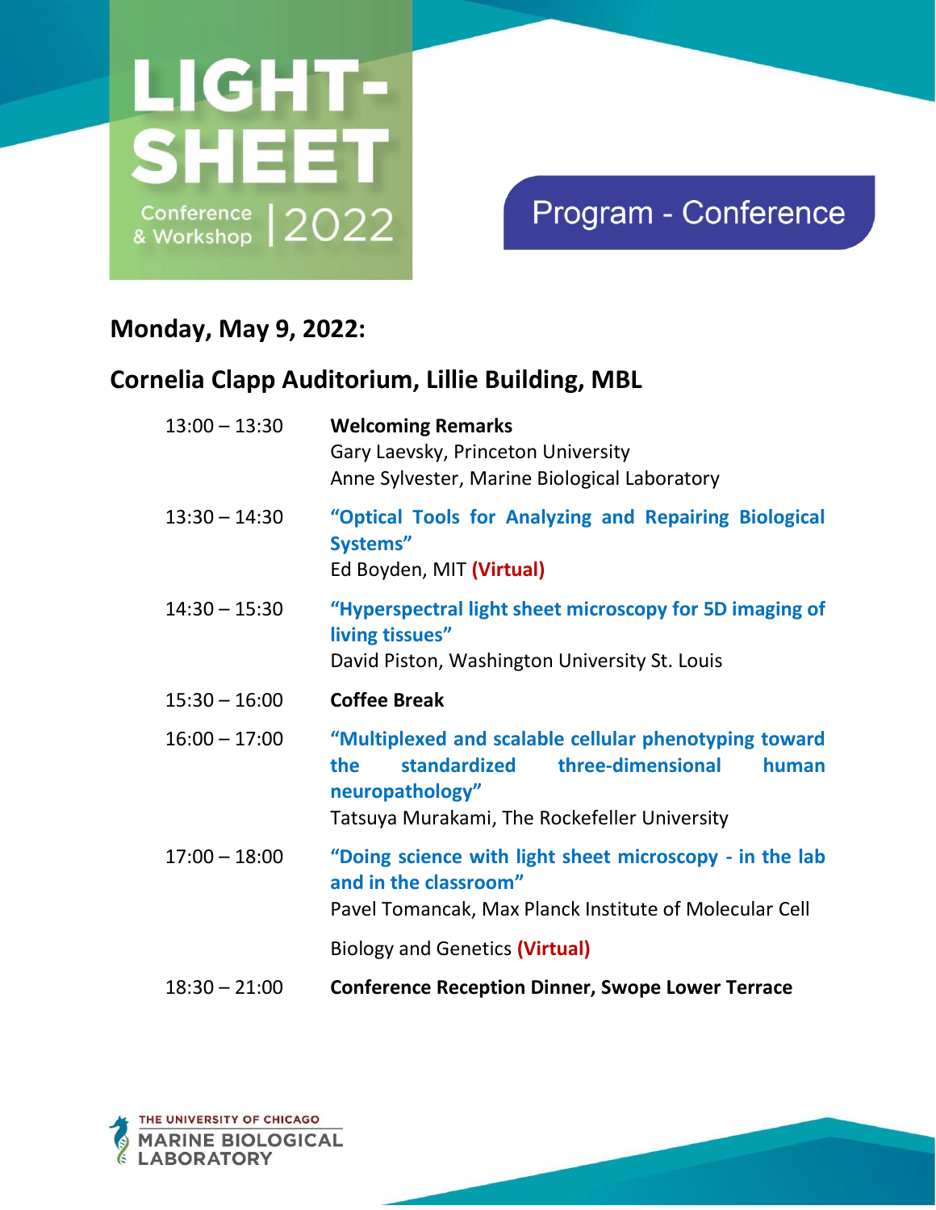# LIGHT-SHEET Conference & Workshop | 2022

## Program - Conference

## Monday, May 9, 2022:

## Cornelia Clapp Auditorium, Lillie Building, MBL

| Time | Session |
| --- | --- |
| 13:00 – 13:30 | **Welcoming Remarks**<br>Gary Laevsky, Princeton University<br>Anne Sylvester, Marine Biological Laboratory |
| 13:30 – 14:30 | **"Optical Tools for Analyzing and Repairing Biological Systems"**<br>Ed Boyden, MIT **(Virtual)** |
| 14:30 – 15:30 | **"Hyperspectral light sheet microscopy for 5D imaging of living tissues"**<br>David Piston, Washington University St. Louis |
| 15:30 – 16:00 | **Coffee Break** |
| 16:00 – 17:00 | **"Multiplexed and scalable cellular phenotyping toward the standardized three-dimensional human neuropathology"**<br>Tatsuya Murakami, The Rockefeller University |
| 17:00 – 18:00 | **"Doing science with light sheet microscopy - in the lab and in the classroom"**<br>Pavel Tomancak, Max Planck Institute of Molecular Cell Biology and Genetics **(Virtual)** |
| 18:30 – 21:00 | **Conference Reception Dinner, Swope Lower Terrace** |

THE UNIVERSITY OF CHICAGO MARINE BIOLOGICAL LABORATORY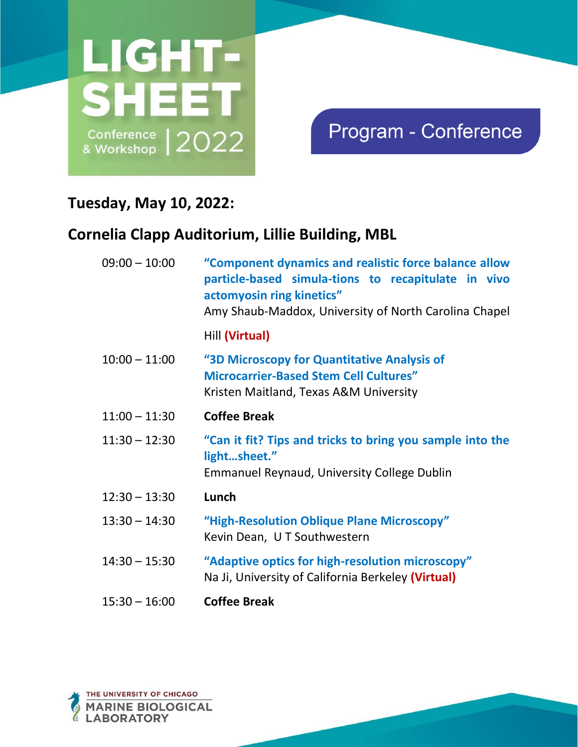LIGHT-SHEET Conference & Workshop | 2022

## Program - Conference

## Tuesday, May 10, 2022:

## Cornelia Clapp Auditorium, Lillie Building, MBL

| | |
|---|---|
| 09:00 – 10:00 | **"Component dynamics and realistic force balance allow particle-based simula-tions to recapitulate in vivo actomyosin ring kinetics"** Amy Shaub-Maddox, University of North Carolina Chapel Hill **(Virtual)** |
| 10:00 – 11:00 | **"3D Microscopy for Quantitative Analysis of Microcarrier-Based Stem Cell Cultures"** Kristen Maitland, Texas A&M University |
| 11:00 – 11:30 | **Coffee Break** |
| 11:30 – 12:30 | **"Can it fit? Tips and tricks to bring you sample into the light…sheet."** Emmanuel Reynaud, University College Dublin |
| 12:30 – 13:30 | **Lunch** |
| 13:30 – 14:30 | **"High-Resolution Oblique Plane Microscopy"** Kevin Dean, U T Southwestern |
| 14:30 – 15:30 | **"Adaptive optics for high-resolution microscopy"** Na Ji, University of California Berkeley **(Virtual)** |
| 15:30 – 16:00 | **Coffee Break** |

THE UNIVERSITY OF CHICAGO MARINE BIOLOGICAL LABORATORY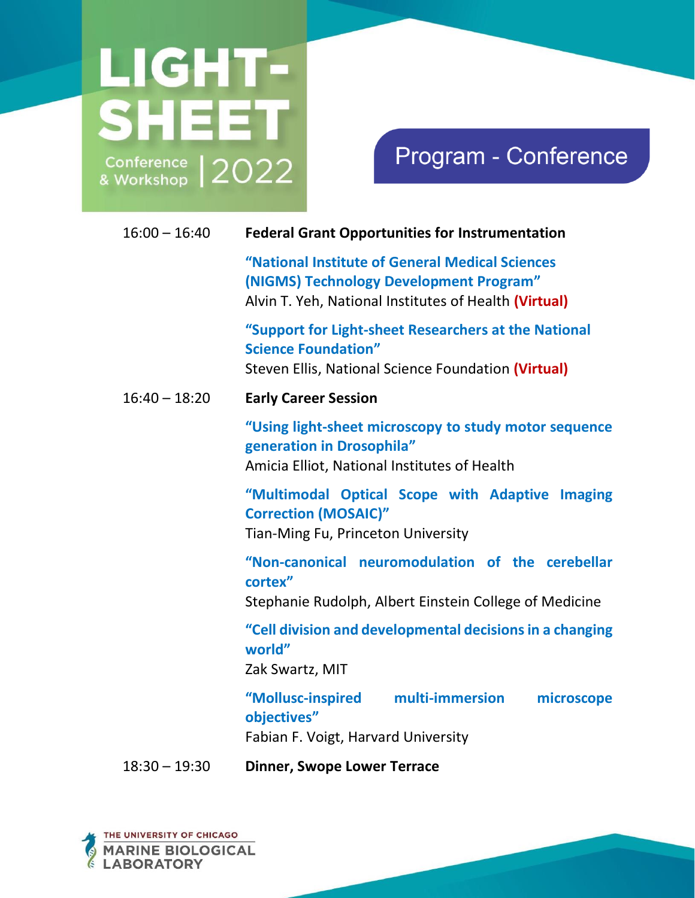# LIGHT-SHEET Conference & Workshop 2022

## Program - Conference

**16:00 – 16:40** **Federal Grant Opportunities for Instrumentation**

**"National Institute of General Medical Sciences (NIGMS) Technology Development Program"**
Alvin T. Yeh, National Institutes of Health **(Virtual)**

**"Support for Light-sheet Researchers at the National Science Foundation"**
Steven Ellis, National Science Foundation **(Virtual)**

**16:40 – 18:20** **Early Career Session**

**"Using light-sheet microscopy to study motor sequence generation in Drosophila"**
Amicia Elliot, National Institutes of Health

**"Multimodal Optical Scope with Adaptive Imaging Correction (MOSAIC)"**
Tian-Ming Fu, Princeton University

**"Non-canonical neuromodulation of the cerebellar cortex"**
Stephanie Rudolph, Albert Einstein College of Medicine

**"Cell division and developmental decisions in a changing world"**
Zak Swartz, MIT

**"Mollusc-inspired multi-immersion microscope objectives"**
Fabian F. Voigt, Harvard University

**18:30 – 19:30** **Dinner, Swope Lower Terrace**

THE UNIVERSITY OF CHICAGO
MARINE BIOLOGICAL LABORATORY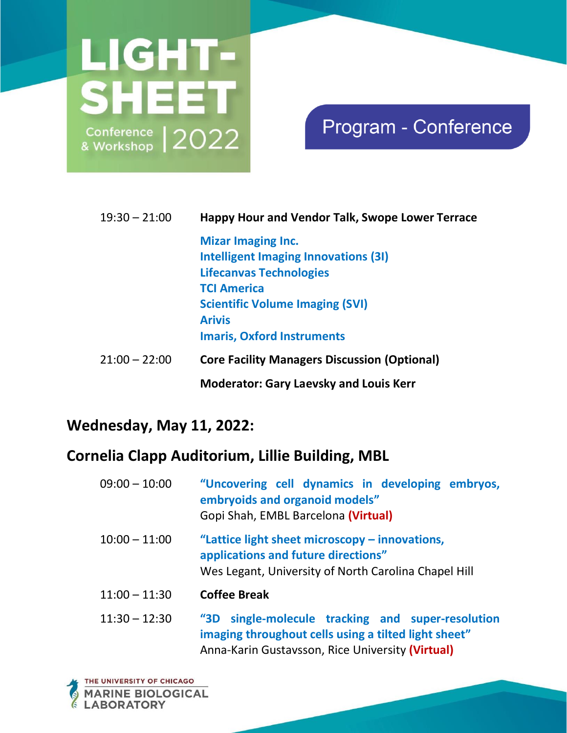| | |
|---|---|
| 19:30 – 21:00 | **Happy Hour and Vendor Talk, Swope Lower Terrace** |
| | **Mizar Imaging Inc.**<br>**Intelligent Imaging Innovations (3I)**<br>**Lifecanvas Technologies**<br>**TCI America**<br>**Scientific Volume Imaging (SVI)**<br>**Arivis**<br>**Imaris, Oxford Instruments** |
| 21:00 – 22:00 | **Core Facility Managers Discussion (Optional)** |
| | **Moderator: Gary Laevsky and Louis Kerr** |

## Wednesday, May 11, 2022:

## Cornelia Clapp Auditorium, Lillie Building, MBL

| | |
|---|---|
| 09:00 – 10:00 | **"Uncovering cell dynamics in developing embryos, embryoids and organoid models"**<br>Gopi Shah, EMBL Barcelona **(Virtual)** |
| 10:00 – 11:00 | **"Lattice light sheet microscopy – innovations, applications and future directions"**<br>Wes Legant, University of North Carolina Chapel Hill |
| 11:00 – 11:30 | **Coffee Break** |
| 11:30 – 12:30 | **"3D single-molecule tracking and super-resolution imaging throughout cells using a tilted light sheet"**<br>Anna-Karin Gustavsson, Rice University **(Virtual)** |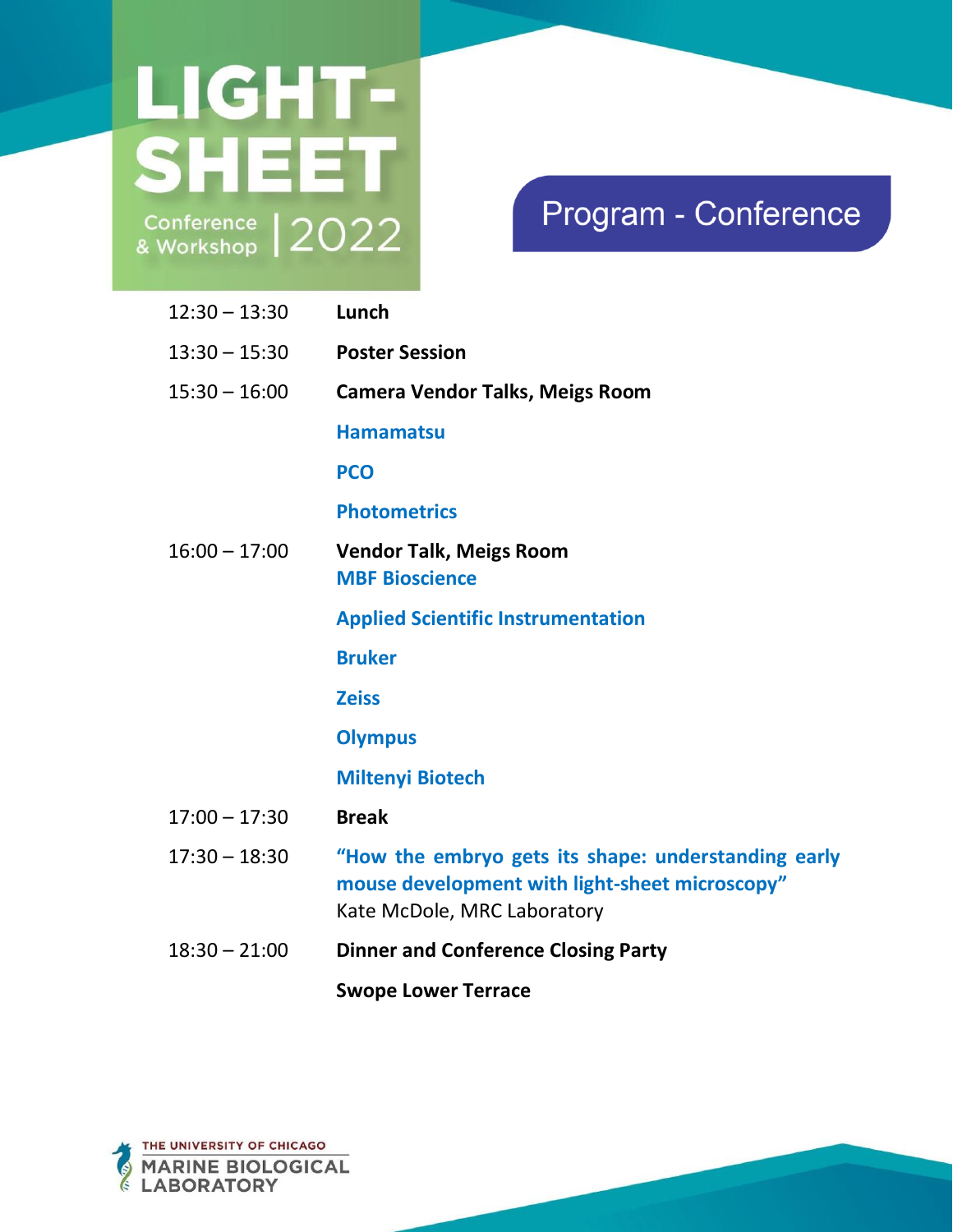# LIGHT-SHEET Conference & Workshop 2022

## Program - Conference

| | |
|---|---|
| 12:30 – 13:30 | **Lunch** |
| 13:30 – 15:30 | **Poster Session** |
| 15:30 – 16:00 | **Camera Vendor Talks, Meigs Room** |
| | **Hamamatsu** |
| | **PCO** |
| | **Photometrics** |
| 16:00 – 17:00 | **Vendor Talk, Meigs Room**<br>**MBF Bioscience** |
| | **Applied Scientific Instrumentation** |
| | **Bruker** |
| | **Zeiss** |
| | **Olympus** |
| | **Miltenyi Biotech** |
| 17:00 – 17:30 | **Break** |
| 17:30 – 18:30 | **"How the embryo gets its shape: understanding early mouse development with light-sheet microscopy"**<br>Kate McDole, MRC Laboratory |
| 18:30 – 21:00 | **Dinner and Conference Closing Party** |
| | **Swope Lower Terrace** |

THE UNIVERSITY OF CHICAGO MARINE BIOLOGICAL LABORATORY